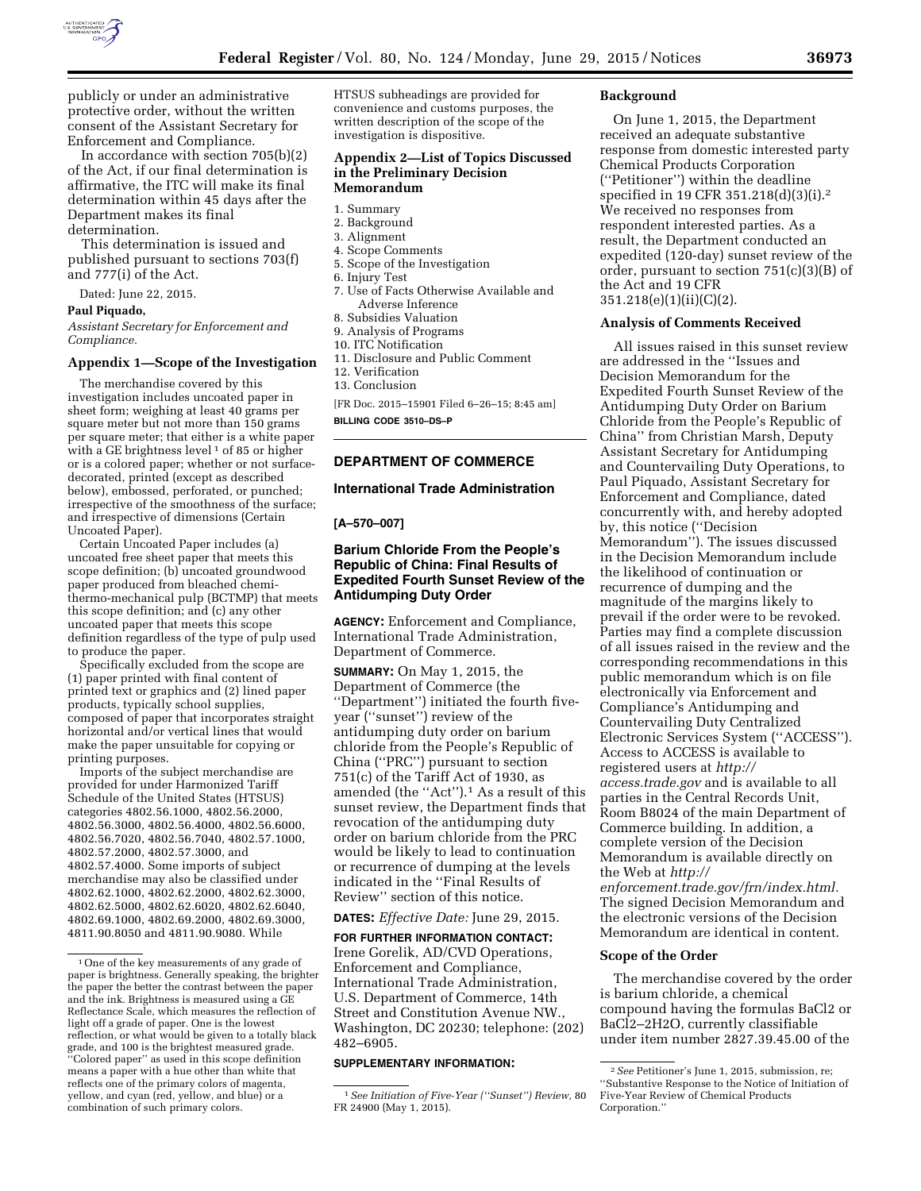publicly or under an administrative protective order, without the written consent of the Assistant Secretary for Enforcement and Compliance.

In accordance with section 705(b)(2) of the Act, if our final determination is affirmative, the ITC will make its final determination within 45 days after the Department makes its final determination.

This determination is issued and published pursuant to sections 703(f) and 777(i) of the Act.

Dated: June 22, 2015.

**Paul Piquado,**

*Assistant Secretary for Enforcement and Compliance.*

## Appendix 1—Scope of the Investigation

The merchandise covered by this investigation includes uncoated paper in sheet form; weighing at least 40 grams per square meter but not more than 150 grams per square meter; that either is a white paper with a GE brightness level [1] of 85 or higher or is a colored paper; whether or not surface-decorated, printed (except as described below), embossed, perforated, or punched; irrespective of the smoothness of the surface; and irrespective of dimensions (Certain Uncoated Paper).

Certain Uncoated Paper includes (a) uncoated free sheet paper that meets this scope definition; (b) uncoated groundwood paper produced from bleached chemi-thermo-mechanical pulp (BCTMP) that meets this scope definition; and (c) any other uncoated paper that meets this scope definition regardless of the type of pulp used to produce the paper.

Specifically excluded from the scope are (1) paper printed with final content of printed text or graphics and (2) lined paper products, typically school supplies, composed of paper that incorporates straight horizontal and/or vertical lines that would make the paper unsuitable for copying or printing purposes.

Imports of the subject merchandise are provided for under Harmonized Tariff Schedule of the United States (HTSUS) categories 4802.56.1000, 4802.56.2000, 4802.56.3000, 4802.56.4000, 4802.56.6000, 4802.56.7020, 4802.56.7040, 4802.57.1000, 4802.57.2000, 4802.57.3000, and 4802.57.4000. Some imports of subject merchandise may also be classified under 4802.62.1000, 4802.62.2000, 4802.62.3000, 4802.62.5000, 4802.62.6020, 4802.62.6040, 4802.69.1000, 4802.69.2000, 4802.69.3000, 4811.90.8050 and 4811.90.9080. While HTSUS subheadings are provided for convenience and customs purposes, the written description of the scope of the investigation is dispositive.

[1] One of the key measurements of any grade of paper is brightness. Generally speaking, the brighter the paper the better the contrast between the paper and the ink. Brightness is measured using a GE Reflectance Scale, which measures the reflection of light off a grade of paper. One is the lowest reflection, or what would be given to a totally black grade, and 100 is the brightest measured grade. "Colored paper" as used in this scope definition means a paper with a hue other than white that reflects one of the primary colors of magenta, yellow, and cyan (red, yellow, and blue) or a combination of such primary colors.

## Appendix 2—List of Topics Discussed in the Preliminary Decision Memorandum

1. Summary
2. Background
3. Alignment
4. Scope Comments
5. Scope of the Investigation
6. Injury Test
7. Use of Facts Otherwise Available and Adverse Inference
8. Subsidies Valuation
9. Analysis of Programs
10. ITC Notification
11. Disclosure and Public Comment
12. Verification
13. Conclusion

[FR Doc. 2015–15901 Filed 6–26–15; 8:45 am]

**BILLING CODE 3510–DS–P**

---

# DEPARTMENT OF COMMERCE

## International Trade Administration

**[A–570–007]**

## Barium Chloride From the People's Republic of China: Final Results of Expedited Fourth Sunset Review of the Antidumping Duty Order

**AGENCY:** Enforcement and Compliance, International Trade Administration, Department of Commerce.

**SUMMARY:** On May 1, 2015, the Department of Commerce (the "Department") initiated the fourth five-year ("sunset") review of the antidumping duty order on barium chloride from the People's Republic of China ("PRC") pursuant to section 751(c) of the Tariff Act of 1930, as amended (the "Act").[1] As a result of this sunset review, the Department finds that revocation of the antidumping duty order on barium chloride from the PRC would be likely to lead to continuation or recurrence of dumping at the levels indicated in the "Final Results of Review" section of this notice.

**DATES:** *Effective Date:* June 29, 2015.

**FOR FURTHER INFORMATION CONTACT:** Irene Gorelik, AD/CVD Operations, Enforcement and Compliance, International Trade Administration, U.S. Department of Commerce, 14th Street and Constitution Avenue NW., Washington, DC 20230; telephone: (202) 482–6905.

**SUPPLEMENTARY INFORMATION:**

[1] *See Initiation of Five-Year ("Sunset") Review,* 80 FR 24900 (May 1, 2015).

### Background

On June 1, 2015, the Department received an adequate substantive response from domestic interested party Chemical Products Corporation ("Petitioner") within the deadline specified in 19 CFR 351.218(d)(3)(i).[2] We received no responses from respondent interested parties. As a result, the Department conducted an expedited (120-day) sunset review of the order, pursuant to section 751(c)(3)(B) of the Act and 19 CFR 351.218(e)(1)(ii)(C)(2).

### Analysis of Comments Received

All issues raised in this sunset review are addressed in the "Issues and Decision Memorandum for the Expedited Fourth Sunset Review of the Antidumping Duty Order on Barium Chloride from the People's Republic of China" from Christian Marsh, Deputy Assistant Secretary for Antidumping and Countervailing Duty Operations, to Paul Piquado, Assistant Secretary for Enforcement and Compliance, dated concurrently with, and hereby adopted by, this notice ("Decision Memorandum"). The issues discussed in the Decision Memorandum include the likelihood of continuation or recurrence of dumping and the magnitude of the margins likely to prevail if the order were to be revoked. Parties may find a complete discussion of all issues raised in the review and the corresponding recommendations in this public memorandum which is on file electronically via Enforcement and Compliance's Antidumping and Countervailing Duty Centralized Electronic Services System ("ACCESS"). Access to ACCESS is available to registered users at *http://access.trade.gov* and is available to all parties in the Central Records Unit, Room B8024 of the main Department of Commerce building. In addition, a complete version of the Decision Memorandum is available directly on the Web at *http://enforcement.trade.gov/frn/index.html.* The signed Decision Memorandum and the electronic versions of the Decision Memorandum are identical in content.

### Scope of the Order

The merchandise covered by the order is barium chloride, a chemical compound having the formulas $BaCl_2$ or $BaCl_2–2H_2O$, currently classifiable under item number 2827.39.45.00 of the

[2] *See* Petitioner's June 1, 2015, submission, re; "Substantive Response to the Notice of Initiation of Five-Year Review of Chemical Products Corporation."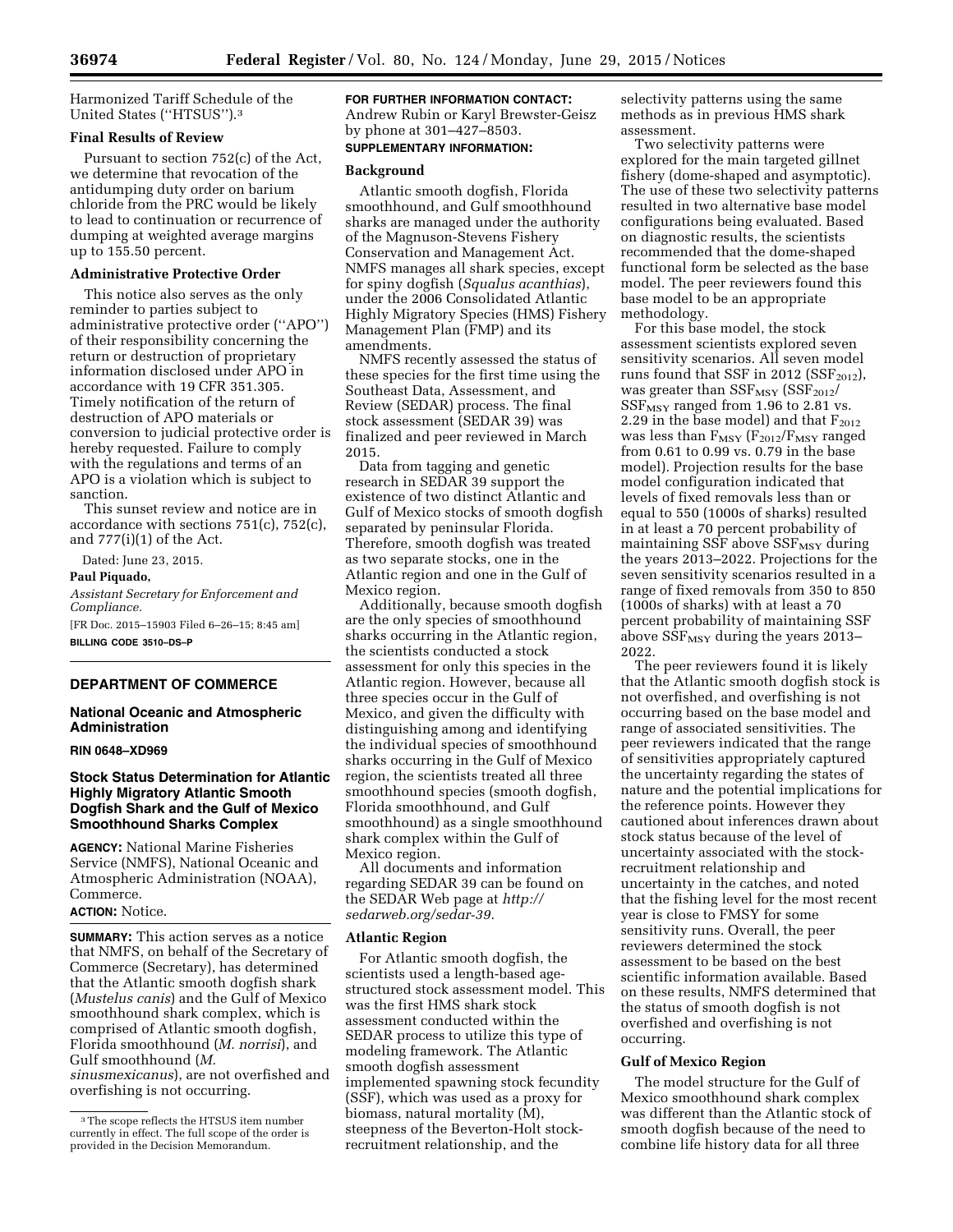Harmonized Tariff Schedule of the United States (''HTSUS'').[3]

### Final Results of Review

Pursuant to section 752(c) of the Act, we determine that revocation of the antidumping duty order on barium chloride from the PRC would be likely to lead to continuation or recurrence of dumping at weighted average margins up to 155.50 percent.

### Administrative Protective Order

This notice also serves as the only reminder to parties subject to administrative protective order (''APO'') of their responsibility concerning the return or destruction of proprietary information disclosed under APO in accordance with 19 CFR 351.305. Timely notification of the return of destruction of APO materials or conversion to judicial protective order is hereby requested. Failure to comply with the regulations and terms of an APO is a violation which is subject to sanction.

This sunset review and notice are in accordance with sections 751(c), 752(c), and 777(i)(1) of the Act.

Dated: June 23, 2015.

**Paul Piquado,**

*Assistant Secretary for Enforcement and Compliance.*

[FR Doc. 2015–15903 Filed 6–26–15; 8:45 am]

**BILLING CODE 3510–DS–P**

[3] The scope reflects the HTSUS item number currently in effect. The full scope of the order is provided in the Decision Memorandum.

---

## DEPARTMENT OF COMMERCE

### National Oceanic and Atmospheric Administration

**RIN 0648–XD969**

### Stock Status Determination for Atlantic Highly Migratory Atlantic Smooth Dogfish Shark and the Gulf of Mexico Smoothhound Sharks Complex

**AGENCY:** National Marine Fisheries Service (NMFS), National Oceanic and Atmospheric Administration (NOAA), Commerce.

**ACTION:** Notice.

**SUMMARY:** This action serves as a notice that NMFS, on behalf of the Secretary of Commerce (Secretary), has determined that the Atlantic smooth dogfish shark (*Mustelus canis*) and the Gulf of Mexico smoothhound shark complex, which is comprised of Atlantic smooth dogfish, Florida smoothhound (*M. norrisi*), and Gulf smoothhound (*M. sinusmexicanus*), are not overfished and overfishing is not occurring.

**FOR FURTHER INFORMATION CONTACT:** Andrew Rubin or Karyl Brewster-Geisz by phone at 301–427–8503.

**SUPPLEMENTARY INFORMATION:**

### Background

Atlantic smooth dogfish, Florida smoothhound, and Gulf smoothhound sharks are managed under the authority of the Magnuson-Stevens Fishery Conservation and Management Act. NMFS manages all shark species, except for spiny dogfish (*Squalus acanthias*), under the 2006 Consolidated Atlantic Highly Migratory Species (HMS) Fishery Management Plan (FMP) and its amendments.

NMFS recently assessed the status of these species for the first time using the Southeast Data, Assessment, and Review (SEDAR) process. The final stock assessment (SEDAR 39) was finalized and peer reviewed in March 2015.

Data from tagging and genetic research in SEDAR 39 support the existence of two distinct Atlantic and Gulf of Mexico stocks of smooth dogfish separated by peninsular Florida. Therefore, smooth dogfish was treated as two separate stocks, one in the Atlantic region and one in the Gulf of Mexico region.

Additionally, because smooth dogfish are the only species of smoothhound sharks occurring in the Atlantic region, the scientists conducted a stock assessment for only this species in the Atlantic region. However, because all three species occur in the Gulf of Mexico, and given the difficulty with distinguishing among and identifying the individual species of smoothhound sharks occurring in the Gulf of Mexico region, the scientists treated all three smoothhound species (smooth dogfish, Florida smoothhound, and Gulf smoothhound) as a single smoothhound shark complex within the Gulf of Mexico region.

All documents and information regarding SEDAR 39 can be found on the SEDAR Web page at *http://sedarweb.org/sedar-39*.

### Atlantic Region

For Atlantic smooth dogfish, the scientists used a length-based age-structured stock assessment model. This was the first HMS shark stock assessment conducted within the SEDAR process to utilize this type of modeling framework. The Atlantic smooth dogfish assessment implemented spawning stock fecundity (SSF), which was used as a proxy for biomass, natural mortality (M), steepness of the Beverton-Holt stock-recruitment relationship, and the selectivity patterns using the same methods as in previous HMS shark assessment.

Two selectivity patterns were explored for the main targeted gillnet fishery (dome-shaped and asymptotic). The use of these two selectivity patterns resulted in two alternative base model configurations being evaluated. Based on diagnostic results, the scientists recommended that the dome-shaped functional form be selected as the base model. The peer reviewers found this base model to be an appropriate methodology.

For this base model, the stock assessment scientists explored seven sensitivity scenarios. All seven model runs found that SSF in 2012 ($SSF_{2012}$), was greater than $SSF_{MSY}$ ($SSF_{2012}/SSF_{MSY}$ ranged from 1.96 to 2.81 vs. 2.29 in the base model) and that $F_{2012}$ was less than $F_{MSY}$ ($F_{2012}/F_{MSY}$ ranged from 0.61 to 0.99 vs. 0.79 in the base model). Projection results for the base model configuration indicated that levels of fixed removals less than or equal to 550 (1000s of sharks) resulted in at least a 70 percent probability of maintaining SSF above $SSF_{MSY}$ during the years 2013–2022. Projections for the seven sensitivity scenarios resulted in a range of fixed removals from 350 to 850 (1000s of sharks) with at least a 70 percent probability of maintaining SSF above $SSF_{MSY}$ during the years 2013–2022.

The peer reviewers found it is likely that the Atlantic smooth dogfish stock is not overfished, and overfishing is not occurring based on the base model and range of associated sensitivities. The peer reviewers indicated that the range of sensitivities appropriately captured the uncertainty regarding the states of nature and the potential implications for the reference points. However they cautioned about inferences drawn about stock status because of the level of uncertainty associated with the stock-recruitment relationship and uncertainty in the catches, and noted that the fishing level for the most recent year is close to FMSY for some sensitivity runs. Overall, the peer reviewers determined the stock assessment to be based on the best scientific information available. Based on these results, NMFS determined that the status of smooth dogfish is not overfished and overfishing is not occurring.

### Gulf of Mexico Region

The model structure for the Gulf of Mexico smoothhound shark complex was different than the Atlantic stock of smooth dogfish because of the need to combine life history data for all three